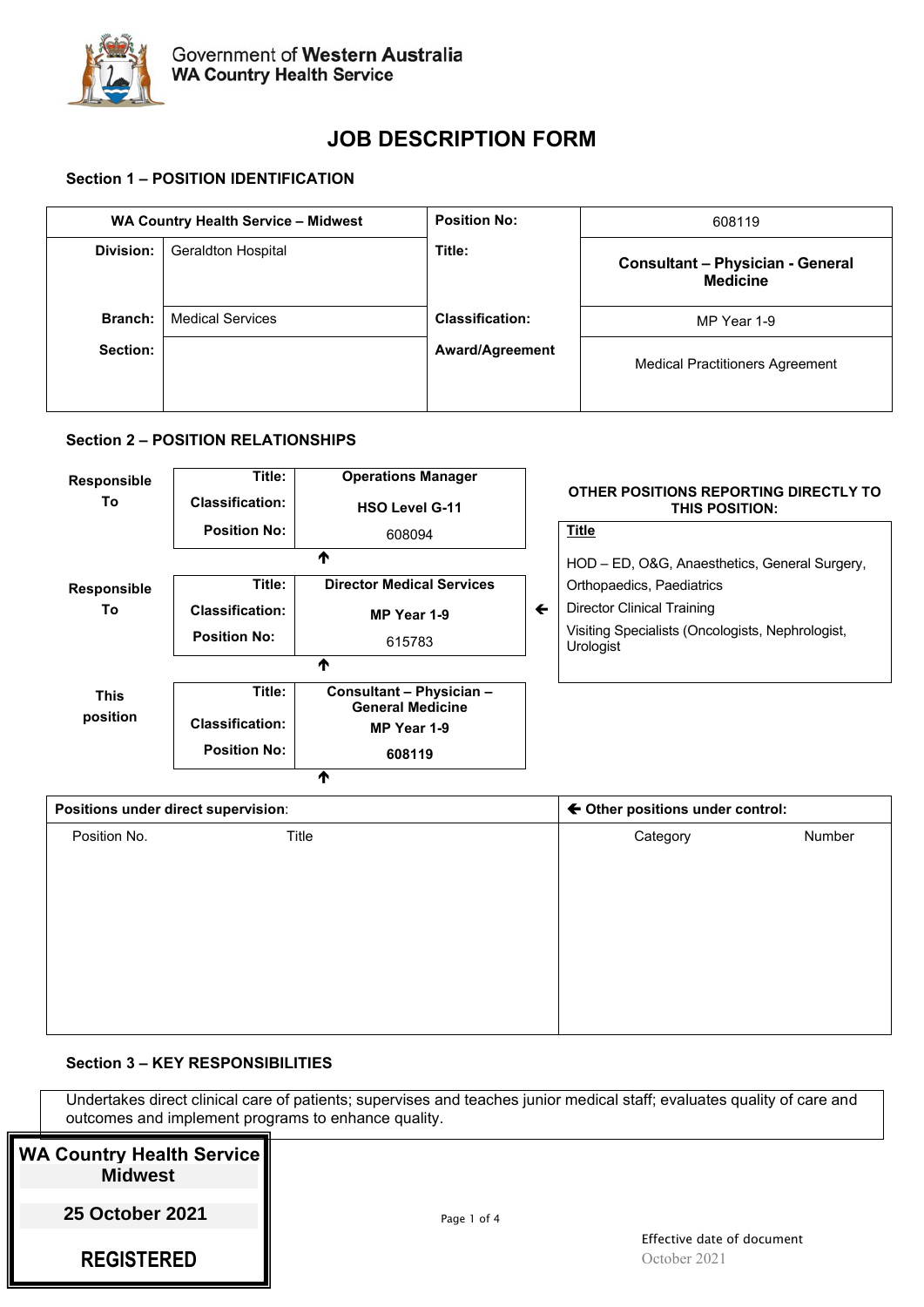Government of **Western Australia**
**WA Country Health Service**

# JOB DESCRIPTION FORM

## Section 1 – POSITION IDENTIFICATION

| **WA Country Health Service – Midwest** | | **Position No:** | 608119 |
|---|---|---|---|
| **Division:** | Geraldton Hospital | **Title:** | **Consultant – Physician - General Medicine** |
| **Branch:** | Medical Services | **Classification:** | MP Year 1-9 |
| **Section:** | | **Award/Agreement** | Medical Practitioners Agreement |

## Section 2 – POSITION RELATIONSHIPS

| | | |
|---|---|---|
| **Responsible To** | **Title:** | **Operations Manager** |
| | **Classification:** | **HSO Level G-11** |
| | **Position No:** | 608094 |

↑

| | | |
|---|---|---|
| **Responsible To** | **Title:** | **Director Medical Services** |
| | **Classification:** | **MP Year 1-9** |
| | **Position No:** | 615783 |

↑

| | | |
|---|---|---|
| **This position** | **Title:** | **Consultant – Physician – General Medicine** |
| | **Classification:** | **MP Year 1-9** |
| | **Position No:** | **608119** |

↑

**OTHER POSITIONS REPORTING DIRECTLY TO THIS POSITION:**

**Title**

- HOD – ED, O&G, Anaesthetics, General Surgery, Orthopaedics, Paediatrics
- Director Clinical Training
- Visiting Specialists (Oncologists, Nephrologist, Urologist

| **Positions under direct supervision**: | | **← Other positions under control:** | |
|---|---|---|---|
| Position No. | Title | Category | Number |
| | | | |

## Section 3 – KEY RESPONSIBILITIES

Undertakes direct clinical care of patients; supervises and teaches junior medical staff; evaluates quality of care and outcomes and implement programs to enhance quality.

**WA Country Health Service Midwest**
**25 October 2021**
**REGISTERED**

Effective date of document
October 2021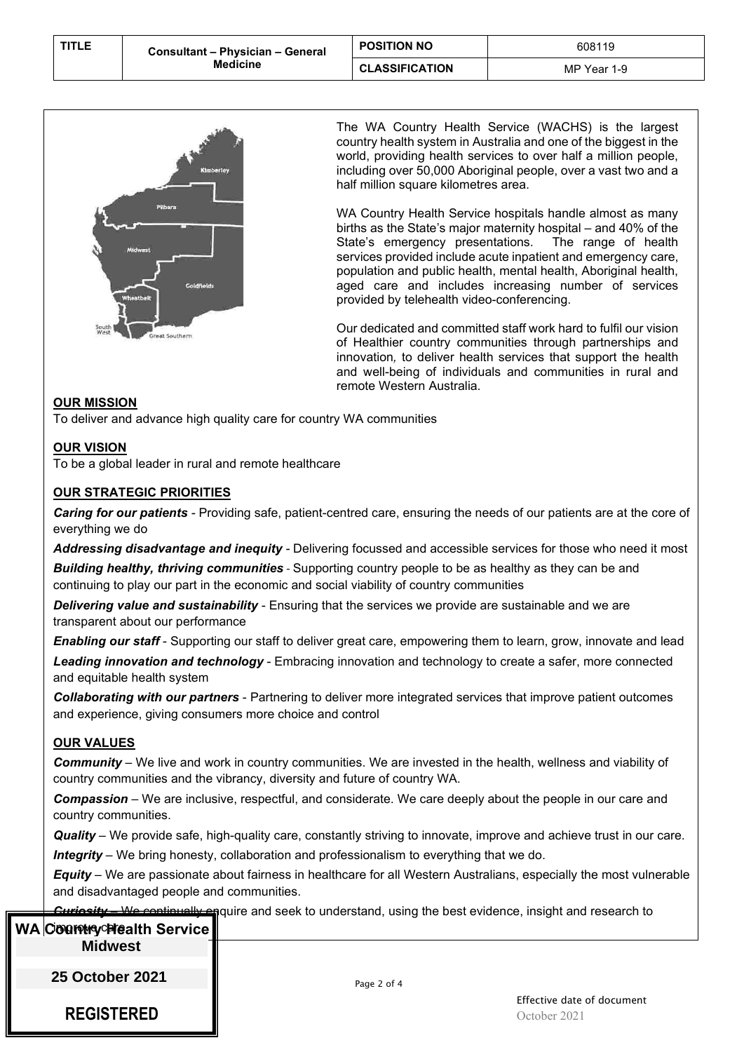| TITLE | Consultant – Physician – General Medicine | POSITION NO | 608119 |
|---|---|---|---|
| | | CLASSIFICATION | MP Year 1-9 |

The WA Country Health Service (WACHS) is the largest country health system in Australia and one of the biggest in the world, providing health services to over half a million people, including over 50,000 Aboriginal people, over a vast two and a half million square kilometres area.

WA Country Health Service hospitals handle almost as many births as the State's major maternity hospital – and 40% of the State's emergency presentations. The range of health services provided include acute inpatient and emergency care, population and public health, mental health, Aboriginal health, aged care and includes increasing number of services provided by telehealth video-conferencing.

Our dedicated and committed staff work hard to fulfil our vision of Healthier country communities through partnerships and innovation, to deliver health services that support the health and well-being of individuals and communities in rural and remote Western Australia.

**OUR MISSION**

To deliver and advance high quality care for country WA communities

**OUR VISION**

To be a global leader in rural and remote healthcare

**OUR STRATEGIC PRIORITIES**

***Caring for our patients*** - Providing safe, patient-centred care, ensuring the needs of our patients are at the core of everything we do

***Addressing disadvantage and inequity*** - Delivering focussed and accessible services for those who need it most

***Building healthy, thriving communities*** - Supporting country people to be as healthy as they can be and continuing to play our part in the economic and social viability of country communities

***Delivering value and sustainability*** - Ensuring that the services we provide are sustainable and we are transparent about our performance

***Enabling our staff*** - Supporting our staff to deliver great care, empowering them to learn, grow, innovate and lead

***Leading innovation and technology*** - Embracing innovation and technology to create a safer, more connected and equitable health system

***Collaborating with our partners*** - Partnering to deliver more integrated services that improve patient outcomes and experience, giving consumers more choice and control

**OUR VALUES**

***Community*** – We live and work in country communities. We are invested in the health, wellness and viability of country communities and the vibrancy, diversity and future of country WA.

***Compassion*** – We are inclusive, respectful, and considerate. We care deeply about the people in our care and country communities.

***Quality*** – We provide safe, high-quality care, constantly striving to innovate, improve and achieve trust in our care.

***Integrity*** – We bring honesty, collaboration and professionalism to everything that we do.

***Equity*** – We are passionate about fairness in healthcare for all Western Australians, especially the most vulnerable and disadvantaged people and communities.

***Curiosity*** – We continually enquire and seek to understand, using the best evidence, insight and research to improve care.

**WA Country Health Service**
**Midwest**
**25 October 2021**
**REGISTERED**

Effective date of document
October 2021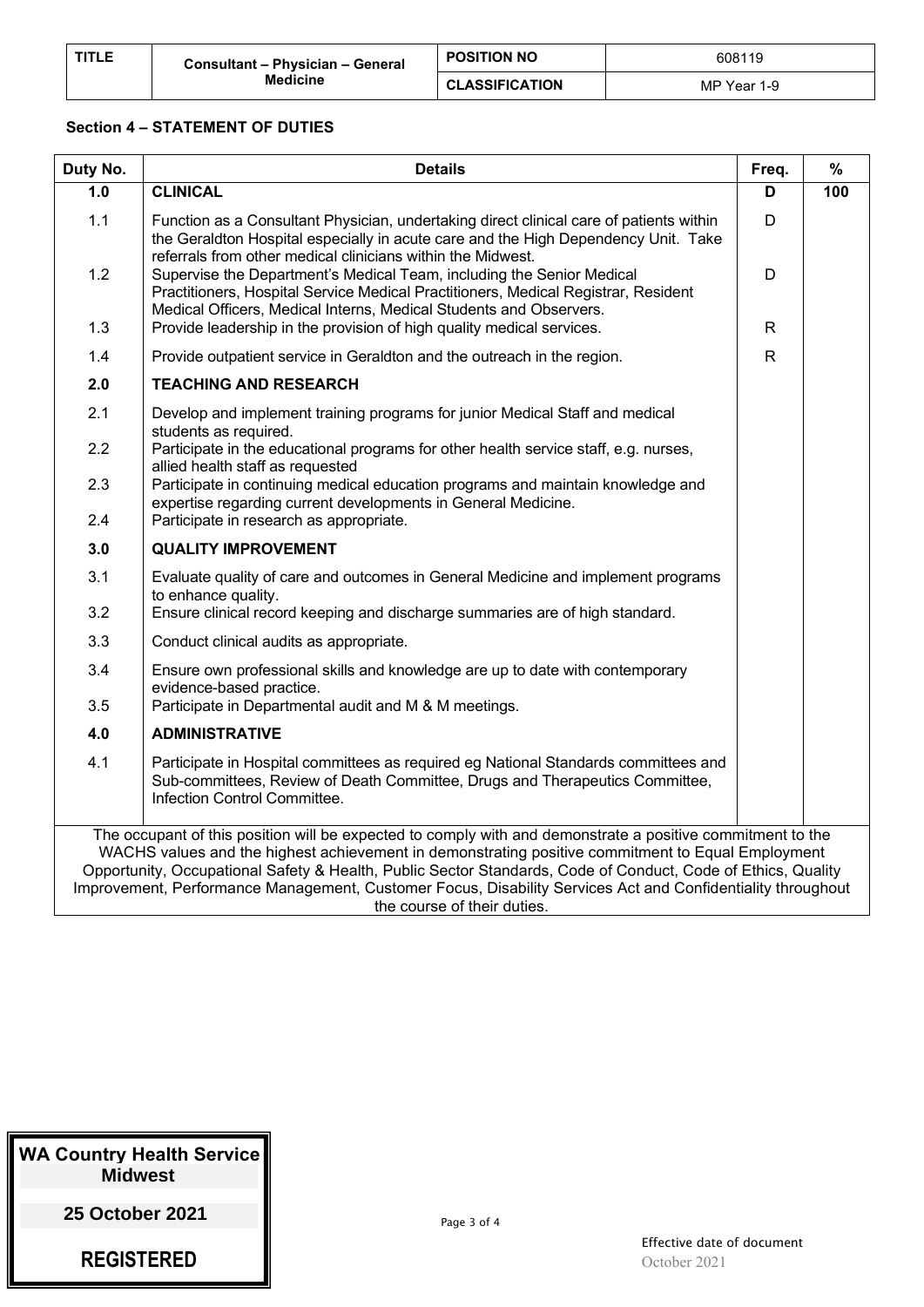| TITLE | Consultant – Physician – General Medicine | POSITION NO | 608119 |
|---|---|---|---|
| | | CLASSIFICATION | MP Year 1-9 |

**Section 4 – STATEMENT OF DUTIES**

| Duty No. | Details | Freq. | % |
|---|---|---|---|
| **1.0** | **CLINICAL** | **D** | **100** |
| 1.1 | Function as a Consultant Physician, undertaking direct clinical care of patients within the Geraldton Hospital especially in acute care and the High Dependency Unit. Take referrals from other medical clinicians within the Midwest. | D | |
| 1.2 | Supervise the Department's Medical Team, including the Senior Medical Practitioners, Hospital Service Medical Practitioners, Medical Registrar, Resident Medical Officers, Medical Interns, Medical Students and Observers. | D | |
| 1.3 | Provide leadership in the provision of high quality medical services. | R | |
| 1.4 | Provide outpatient service in Geraldton and the outreach in the region. | R | |
| **2.0** | **TEACHING AND RESEARCH** | | |
| 2.1 | Develop and implement training programs for junior Medical Staff and medical students as required. | | |
| 2.2 | Participate in the educational programs for other health service staff, e.g. nurses, allied health staff as requested | | |
| 2.3 | Participate in continuing medical education programs and maintain knowledge and expertise regarding current developments in General Medicine. | | |
| 2.4 | Participate in research as appropriate. | | |
| **3.0** | **QUALITY IMPROVEMENT** | | |
| 3.1 | Evaluate quality of care and outcomes in General Medicine and implement programs to enhance quality. | | |
| 3.2 | Ensure clinical record keeping and discharge summaries are of high standard. | | |
| 3.3 | Conduct clinical audits as appropriate. | | |
| 3.4 | Ensure own professional skills and knowledge are up to date with contemporary evidence-based practice. | | |
| 3.5 | Participate in Departmental audit and M & M meetings. | | |
| **4.0** | **ADMINISTRATIVE** | | |
| 4.1 | Participate in Hospital committees as required eg National Standards committees and Sub-committees, Review of Death Committee, Drugs and Therapeutics Committee, Infection Control Committee. | | |

The occupant of this position will be expected to comply with and demonstrate a positive commitment to the WACHS values and the highest achievement in demonstrating positive commitment to Equal Employment Opportunity, Occupational Safety & Health, Public Sector Standards, Code of Conduct, Code of Ethics, Quality Improvement, Performance Management, Customer Focus, Disability Services Act and Confidentiality throughout the course of their duties.

**WA Country Health Service Midwest**

**25 October 2021**

**REGISTERED**

Effective date of document
October 2021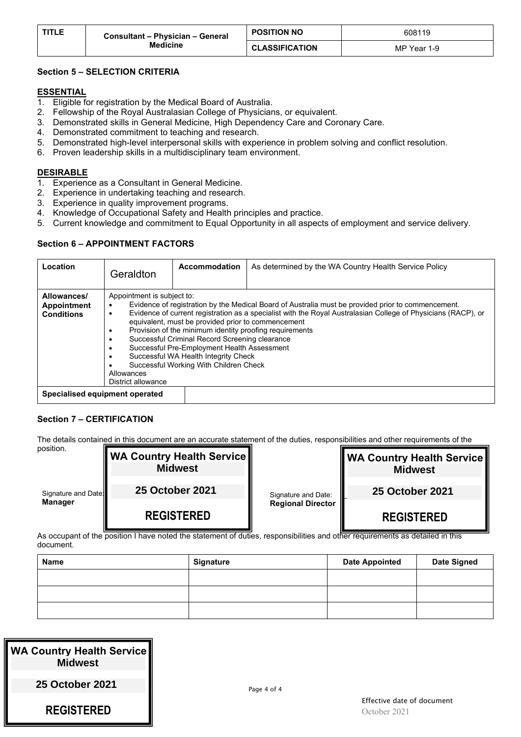| TITLE | Consultant – Physician – General Medicine | POSITION NO | 608119 |
| --- | --- | --- | --- |
| | | CLASSIFICATION | MP Year 1-9 |

## Section 5 – SELECTION CRITERIA

**ESSENTIAL**

1. Eligible for registration by the Medical Board of Australia.
2. Fellowship of the Royal Australasian College of Physicians, or equivalent.
3. Demonstrated skills in General Medicine, High Dependency Care and Coronary Care.
4. Demonstrated commitment to teaching and research.
5. Demonstrated high-level interpersonal skills with experience in problem solving and conflict resolution.
6. Proven leadership skills in a multidisciplinary team environment.

**DESIRABLE**

1. Experience as a Consultant in General Medicine.
2. Experience in undertaking teaching and research.
3. Experience in quality improvement programs.
4. Knowledge of Occupational Safety and Health principles and practice.
5. Current knowledge and commitment to Equal Opportunity in all aspects of employment and service delivery.

## Section 6 – APPOINTMENT FACTORS

| Location | Geraldton | Accommodation | As determined by the WA Country Health Service Policy |
| --- | --- | --- | --- |
| Allowances/ Appointment Conditions | Appointment is subject to:<br>• Evidence of registration by the Medical Board of Australia must be provided prior to commencement.<br>• Evidence of current registration as a specialist with the Royal Australasian College of Physicians (RACP), or equivalent, must be provided prior to commencement<br>• Provision of the minimum identity proofing requirements<br>• Successful Criminal Record Screening clearance<br>• Successful Pre-Employment Health Assessment<br>• Successful WA Health Integrity Check<br>• Successful Working With Children Check<br>Allowances<br>District allowance | | |
| Specialised equipment operated | | | |

## Section 7 – CERTIFICATION

The details contained in this document are an accurate statement of the duties, responsibilities and other requirements of the position.

Signature and Date: **Manager**

WA Country Health Service Midwest
25 October 2021
REGISTERED

Signature and Date: **Regional Director**

WA Country Health Service Midwest
25 October 2021
REGISTERED

As occupant of the position I have noted the statement of duties, responsibilities and other requirements as detailed in this document.

| Name | Signature | Date Appointed | Date Signed |
| --- | --- | --- | --- |
| | | | |
| | | | |
| | | | |

WA Country Health Service Midwest
25 October 2021
REGISTERED

Effective date of document
October 2021